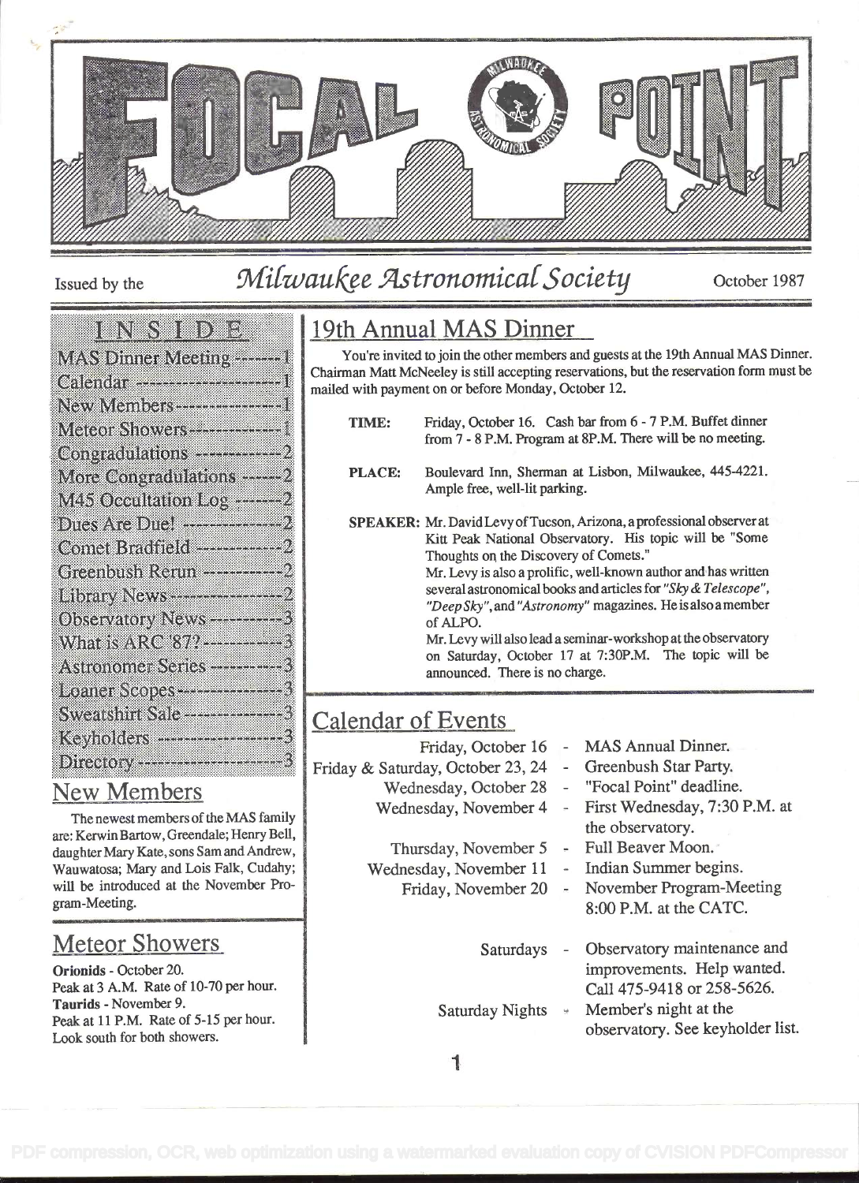# FOCAL POINT

Issued by the *Milwaukee Astronomical Society* October 1987

## INSIDE

- MAS Dinner Meeting -------1
- Calendar --------------------1
- New Members ---------------1
- Meteor Showers -------------1
- Congradulations ------------2
- More Congradulations ------2
- M45 Occultation Log -------2
- Dues Are Due! --------------2
- Comet Bradfield ------------2
- Greenbush Rerun -----------2
- Library News ----------------2
- Observatory News ----------3
- What is ARC '87? -----------3
- Astronomer Series ----------3
- Loaner Scopes ---------------3
- Sweatshirt Sale --------------3
- Keyholders -------------------3
- Directory ---------------------3

## New Members

The newest members of the MAS family are: Kerwin Bartow, Greendale; Henry Bell, daughter Mary Kate, sons Sam and Andrew, Wauwatosa; Mary and Lois Falk, Cudahy; will be introduced at the November Program-Meeting.

## Meteor Showers

**Orionids** - October 20.
Peak at 3 A.M. Rate of 10-70 per hour.
**Taurids** - November 9.
Peak at 11 P.M. Rate of 5-15 per hour.
Look south for both showers.

## 19th Annual MAS Dinner

You're invited to join the other members and guests at the 19th Annual MAS Dinner. Chairman Matt McNeeley is still accepting reservations, but the reservation form must be mailed with payment on or before Monday, October 12.

**TIME:** Friday, October 16. Cash bar from 6 - 7 P.M. Buffet dinner from 7 - 8 P.M. Program at 8P.M. There will be no meeting.

**PLACE:** Boulevard Inn, Sherman at Lisbon, Milwaukee, 445-4221. Ample free, well-lit parking.

**SPEAKER:** Mr. David Levy of Tucson, Arizona, a professional observer at Kitt Peak National Observatory. His topic will be "Some Thoughts on the Discovery of Comets."
Mr. Levy is also a prolific, well-known author and has written several astronomical books and articles for *"Sky & Telescope"*, *"Deep Sky"*, and *"Astronomy"* magazines. He is also a member of ALPO.
Mr. Levy will also lead a seminar-workshop at the observatory on Saturday, October 17 at 7:30P.M. The topic will be announced. There is no charge.

## Calendar of Events

| | |
|---|---|
| Friday, October 16 | MAS Annual Dinner. |
| Friday & Saturday, October 23, 24 | Greenbush Star Party. |
| Wednesday, October 28 | "Focal Point" deadline. |
| Wednesday, November 4 | First Wednesday, 7:30 P.M. at the observatory. |
| Thursday, November 5 | Full Beaver Moon. |
| Wednesday, November 11 | Indian Summer begins. |
| Friday, November 20 | November Program-Meeting 8:00 P.M. at the CATC. |
| Saturdays | Observatory maintenance and improvements. Help wanted. Call 475-9418 or 258-5626. |
| Saturday Nights | Member's night at the observatory. See keyholder list. |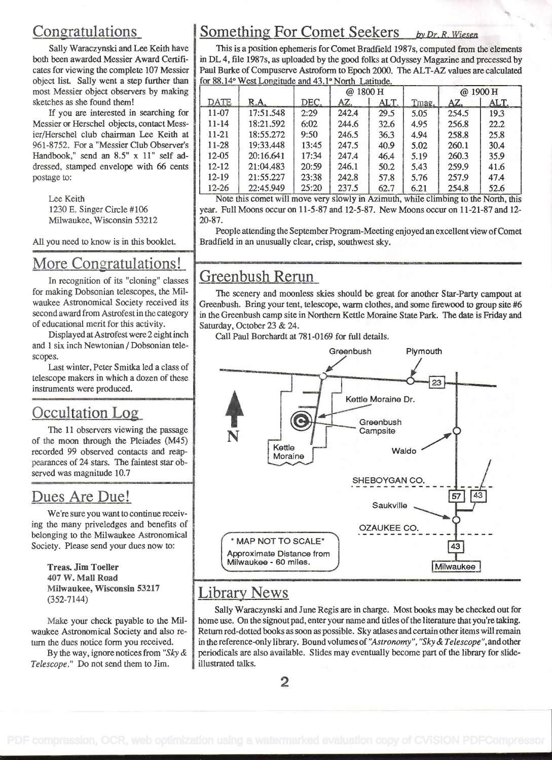## Congratulations

Sally Waraczynski and Lee Keith have both been awarded Messier Award Certificates for viewing the complete 107 Messier object list. Sally went a step further than most Messier object observers by making sketches as she found them!

If you are interested in searching for Messier or Herschel objects, contact Messier/Herschel club chairman Lee Keith at 961-8752. For a "Messier Club Observer's Handbook," send an 8.5" x 11" self addressed, stamped envelope with 66 cents postage to:

Lee Keith
1230 E. Singer Circle #106
Milwaukee, Wisconsin 53212

All you need to know is in this booklet.

## More Congratulations!

In recognition of its "cloning" classes for making Dobsonian telescopes, the Milwaukee Astronomical Society received its second award from Astrofest in the category of educational merit for this activity.

Displayed at Astrofest were 2 eight inch and 1 six inch Newtonian / Dobsonian telescopes.

Last winter, Peter Smitka led a class of telescope makers in which a dozen of these instruments were produced.

## Occultation Log

The 11 observers viewing the passage of the moon through the Pleiades (M45) recorded 99 observed contacts and reappearances of 24 stars. The faintest star observed was magnitude 10.7

## Dues Are Due!

We're sure you want to continue receiving the many priveledges and benefits of belonging to the Milwaukee Astronomical Society. Please send your dues now to:

**Treas. Jim Toeller**
**407 W. Mall Road**
**Milwaukee, Wisconsin 53217**
(352-7144)

Make your check payable to the Milwaukee Astronomical Society and also return the dues notice form you received.

By the way, ignore notices from *"Sky & Telescope."* Do not send them to Jim.

## Something For Comet Seekers *by Dr. R. Wiesen*

This is a position ephemeris for Comet Bradfield 1987s, computed from the elements in DL 4, file 1987s, as uploaded by the good folks at Odyssey Magazine and precessed by Paul Burke of Compuserve Astroform to Epoch 2000. The ALT-AZ values are calculated for 88.14° West Longitude and 43.1° North Latitude.

| DATE | R.A. | DEC. | @ 1800 H AZ. | ALT. | Tmag. | @ 1900 H AZ. | ALT. |
|---|---|---|---|---|---|---|---|
| 11-07 | 17:51.548 | 2:29 | 242.4 | 29.5 | 5.05 | 254.5 | 19.3 |
| 11-14 | 18:21.592 | 6:02 | 244.6 | 32.6 | 4.95 | 256.8 | 22.2 |
| 11-21 | 18:55.272 | 9:50 | 246.5 | 36.3 | 4.94 | 258.8 | 25.8 |
| 11-28 | 19:33.448 | 13:45 | 247.5 | 40.9 | 5.02 | 260.1 | 30.4 |
| 12-05 | 20:16.641 | 17:34 | 247.4 | 46.4 | 5.19 | 260.3 | 35.9 |
| 12-12 | 21:04.483 | 20:59 | 246.1 | 50.2 | 5.43 | 259.9 | 41.6 |
| 12-19 | 21:55.227 | 23:38 | 242.8 | 57.8 | 5.76 | 257.9 | 47.4 |
| 12-26 | 22:45.949 | 25:20 | 237.5 | 62.7 | 6.21 | 254.8 | 52.6 |

Note this comet will move very slowly in Azimuth, while climbing to the North, this year. Full Moons occur on 11-5-87 and 12-5-87. New Moons occur on 11-21-87 and 12-20-87.

People attending the September Program-Meeting enjoyed an excellent view of Comet Bradfield in an unusually clear, crisp, southwest sky.

## Greenbush Rerun

The scenery and moonless skies should be great for another Star-Party campout at Greenbush. Bring your tent, telescope, warm clothes, and some firewood to group site #6 in the Greenbush camp site in Northern Kettle Moraine State Park. The date is Friday and Saturday, October 23 & 24.

Call Paul Borchardt at 781-0169 for full details.

Greenbush — Plymouth — 23 — Kettle Moraine Dr. — Greenbush Campsite — Kettle Moraine — Waldo — SHEBOYGAN CO. — 57 — 43 — Saukville — OZAUKEE CO. — 43 — Milwaukee — N

\* MAP NOT TO SCALE\*
Approximate Distance from Milwaukee - 60 miles.

## Library News

Sally Waraczynski and June Regis are in charge. Most books may be checked out for home use. On the signout pad, enter your name and titles of the literature that you're taking. Return red-dotted books as soon as possible. Sky atlases and certain other items will remain in the reference-only library. Bound volumes of *"Astronomy"*, *"Sky & Telescope"*, and other periodicals are also available. Slides may eventually become part of the library for slide-illustrated talks.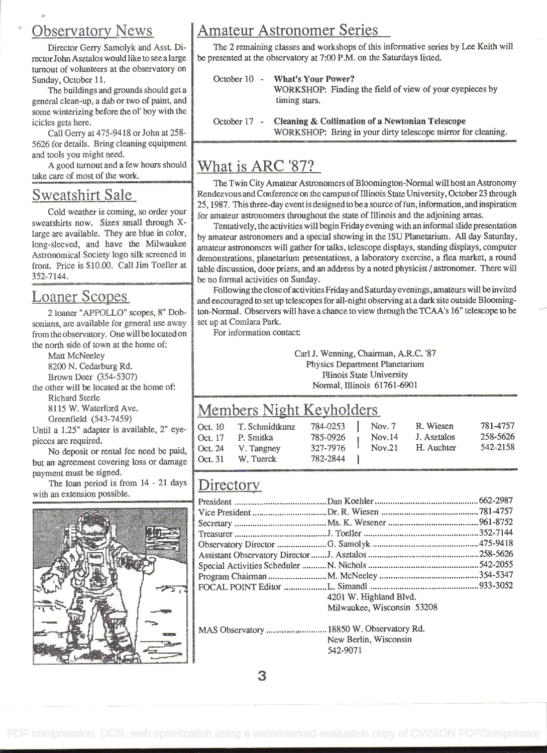## Observatory News

Director Gerry Samolyk and Asst. Director John Asztalos would like to see a large turnout of volunteers at the observatory on Sunday, October 11.

The buildings and grounds should get a general clean-up, a dab or two of paint, and some winterizing before the ol' boy with the icicles gets here.

Call Gerry at 475-9418 or John at 258-5626 for details. Bring cleaning equipment and tools you might need.

A good turnout and a few hours should take care of most of the work.

## Sweatshirt Sale

Cold weather is coming, so order your sweatshirts now. Sizes small through X-large are available. They are blue in color, long-sleeved, and have the Milwaukee Astronomical Society logo silk screened in front. Price is $10.00. Call Jim Toeller at 352-7144.

## Loaner Scopes

2 loaner "APPOLLO" scopes, 8" Dobsonians, are available for general use away from the observatory. One will be located on the north side of town at the home of:

Matt McNeeley
8200 N. Cedarburg Rd.
Brown Deer (354-5307)

the other will be located at the home of:

Richard Sterle
8115 W. Waterford Ave.
Greenfield (543-7459)

Until a 1.25" adapter is available, 2" eyepieces are required.

No deposit or rental fee need be paid, but an agreement covering loss or damage payment must be signed.

The loan period is from 14 - 21 days with an extension possible.

## Amateur Astronomer Series

The 2 remaining classes and workshops of this informative series by Lee Keith will be presented at the observatory at 7:00 P.M. on the Saturdays listed.

October 10 - **What's Your Power?**
WORKSHOP: Finding the field of view of your eyepieces by timing stars.

October 17 - **Cleaning & Collimation of a Newtonian Telescope**
WORKSHOP: Bring in your dirty telescope mirror for cleaning.

## What is ARC '87?

The Twin City Amateur Astronomers of Bloomington-Normal will host an Astronomy Rendezvous and Conference on the campus of Illinois State University, October 23 through 25, 1987. This three-day event is designed to be a source of fun, information, and inspiration for amateur astronomers throughout the state of Illinois and the adjoining areas.

Tentatively, the activities will begin Friday evening with an informal slide presentation by amateur astronomers and a special showing in the ISU Planetarium. All day Saturday, amateur astronomers will gather for talks, telescope displays, standing displays, computer demonstrations, planetarium presentations, a laboratory exercise, a flea market, a round table discussion, door prizes, and an address by a noted physicist / astronomer. There will be no formal activities on Sunday.

Following the close of activities Friday and Saturday evenings, amateurs will be invited and encouraged to set up telescopes for all-night observing at a dark site outside Bloomington-Normal. Observers will have a chance to view through the TCAA's 16" telescope to be set up at Comlara Park.

For information contact:

Carl J. Wenning, Chairman, A.R.C. '87
Physics Department Planetarium
Illinois State University
Normal, Illinois 61761-6901

## Members Night Keyholders

| | | | | | |
|---|---|---|---|---|---|
| Oct. 10 | T. Schmidtkunz | 784-0253 | Nov. 7 | R. Wiesen | 781-4757 |
| Oct. 17 | P. Smitka | 785-0926 | Nov.14 | J. Asztalos | 258-5626 |
| Oct. 24 | V. Tangney | 327-7976 | Nov.21 | H. Auchter | 542-2158 |
| Oct. 31 | W. Tuerck | 782-2844 | | | |

## Directory

| | | |
|---|---|---|
| President | Dan Koehler | 662-2987 |
| Vice President | Dr. R. Wiesen | 781-4757 |
| Secretary | Ms. K. Wesener | 961-8752 |
| Treasurer | J. Toeller | 352-7144 |
| Observatory Director | G. Samolyk | 475-9418 |
| Assistant Observatory Director | J. Asztalos | 258-5626 |
| Special Activities Scheduler | N. Nichols | 542-2055 |
| Program Chairman | M. McNeeley | 354-5347 |
| FOCAL POINT Editor | L. Simandl<br>4201 W. Highland Blvd.<br>Milwaukee, Wisconsin 53208 | 933-3052 |
| MAS Observatory | 18850 W. Observatory Rd.<br>New Berlin, Wisconsin<br>542-9071 | |